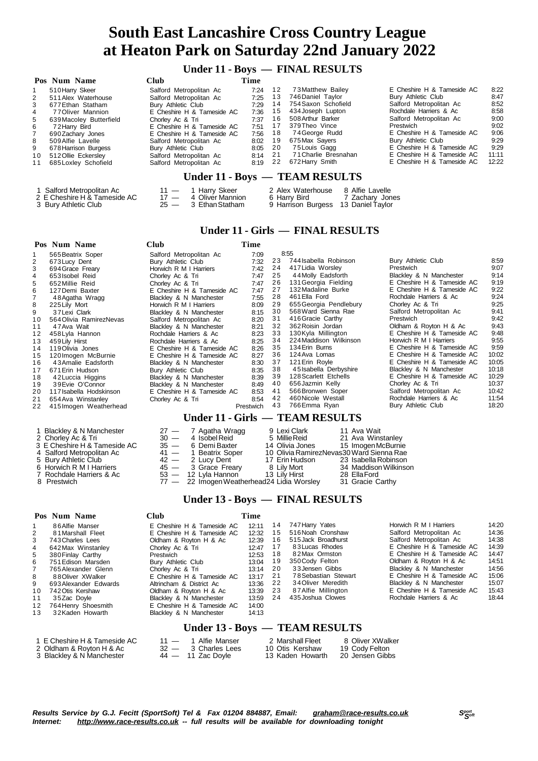# South East Lancashire Cross Country League at Heaton Park on Saturday 22nd January 2022

## Under 11 - Boys — FINAL RESULTS

| Pos | Num | Name | Club | Time |
|---|---|---|---|---|
| 1 | 510 | Harry Skeer | Salford Metropolitan Ac | 7:24 |
| 2 | 511 | Alex Waterhouse | Salford Metropolitan Ac | 7:25 |
| 3 | 677 | Ethan Statham | Bury Athletic Club | 7:29 |
| 4 | 77 | Oliver Mannion | E Cheshire H & Tameside AC | 7:36 |
| 5 | 639 | Macoley Butterfield | Chorley Ac & Tri | 7:37 |
| 6 | 72 | Harry Bird | E Cheshire H & Tameside AC | 7:51 |
| 7 | 690 | Zachary Jones | E Cheshire H & Tameside AC | 7:56 |
| 8 | 509 | Alfie Lavelle | Salford Metropolitan Ac | 8:02 |
| 9 | 678 | Harrison Burgess | Bury Athletic Club | 8:05 |
| 10 | 512 | Ollie Eckersley | Salford Metropolitan Ac | 8:14 |
| 11 | 685 | Loxley Schofield | Salford Metropolitan Ac | 8:19 |
| 12 | 73 | Matthew Bailey | E Cheshire H & Tameside AC | 8:22 |
| 13 | 746 | Daniel Taylor | Bury Athletic Club | 8:47 |
| 14 | 754 | Saxon Schofield | Salford Metropolitan Ac | 8:52 |
| 15 | 434 | Joseph Lupton | Rochdale Harriers & Ac | 8:58 |
| 16 | 508 | Arthur Barker | Salford Metropolitan Ac | 9:00 |
| 17 | 379 | Theo Vince | Prestwich | 9:02 |
| 18 | 74 | George Rudd | E Cheshire H & Tameside AC | 9:06 |
| 19 | 675 | Max Sayers | Bury Athletic Club | 9:29 |
| 20 | 75 | Louis Gagg | E Cheshire H & Tameside AC | 9:29 |
| 21 | 71 | Charlie Bresnahan | E Cheshire H & Tameside AC | 11:11 |
| 22 | 672 | Harry Smith | E Cheshire H & Tameside AC | 12:22 |

## Under 11 - Boys — TEAM RESULTS

| Pos | Club | Points | Runner 1 | Runner 2 | Runner 3 |
|---|---|---|---|---|---|
| 1 | Salford Metropolitan Ac | 11 — | 1 Harry Skeer | 2 Alex Waterhouse | 8 Alfie Lavelle |
| 2 | E Cheshire H & Tameside AC | 17 — | 4 Oliver Mannion | 6 Harry Bird | 7 Zachary Jones |
| 3 | Bury Athletic Club | 25 — | 3 Ethan Statham | 9 Harrison Burgess | 13 Daniel Taylor |

## Under 11 - Girls — FINAL RESULTS

| Pos | Num | Name | Club | Time |
|---|---|---|---|---|
| 1 | 565 | Beatrix Soper | Salford Metropolitan Ac | 7:09 |
| 2 | 673 | Lucy Dent | Bury Athletic Club | 7:32 |
| 3 | 694 | Grace Freary | Horwich R M I Harriers | 7:42 |
| 4 | 653 | Isobel Reid | Chorley Ac & Tri | 7:47 |
| 5 | 652 | Millie Reid | Chorley Ac & Tri | 7:47 |
| 6 | 127 | Demi Baxter | E Cheshire H & Tameside AC | 7:47 |
| 7 | 48 | Agatha Wragg | Blackley & N Manchester | 7:55 |
| 8 | 225 | Lily Mort | Horwich R M I Harriers | 8:09 |
| 9 | 37 | Lexi Clark | Blackley & N Manchester | 8:15 |
| 10 | 564 | Olivia RamirezNevas | Salford Metropolitan Ac | 8:20 |
| 11 | 47 | Ava Wait | Blackley & N Manchester | 8:21 |
| 12 | 458 | Lyla Hannon | Rochdale Harriers & Ac | 8:23 |
| 13 | 459 | Lily Hirst | Rochdale Harriers & Ac | 8:25 |
| 14 | 119 | Olivia Jones | E Cheshire H & Tameside AC | 8:26 |
| 15 | 120 | Imogen McBurnie | E Cheshire H & Tameside AC | 8:27 |
| 16 | 43 | Amalie Eadsforth | Blackley & N Manchester | 8:30 |
| 17 | 671 | Erin Hudson | Bury Athletic Club | 8:35 |
| 18 | 42 | Luccia Higgins | Blackley & N Manchester | 8:39 |
| 19 | 39 | Evie O'Connor | Blackley & N Manchester | 8:49 |
| 20 | 117 | Isabella Hodskinson | E Cheshire H & Tameside AC | 8:53 |
| 21 | 654 | Ava Winstanley | Chorley Ac & Tri | 8:54 |
| 22 | 415 | Imogen Weatherhead | Prestwich | 8:55 |
| 23 | 744 | Isabella Robinson | Bury Athletic Club | 8:59 |
| 24 | 417 | Lidia Worsley | Prestwich | 9:07 |
| 25 | 44 | Molly Eadsforth | Blackley & N Manchester | 9:14 |
| 26 | 131 | Georgia Fielding | E Cheshire H & Tameside AC | 9:19 |
| 27 | 132 | Madaline Burke | E Cheshire H & Tameside AC | 9:22 |
| 28 | 461 | Ella Ford | Rochdale Harriers & Ac | 9:24 |
| 29 | 655 | Georgia Pendlebury | Chorley Ac & Tri | 9:25 |
| 30 | 568 | Ward Sienna Rae | Salford Metropolitan Ac | 9:41 |
| 31 | 416 | Gracie Carthy | Prestwich | 9:42 |
| 32 | 362 | Roisin Jordan | Oldham & Royton H & Ac | 9:43 |
| 33 | 130 | Kyla Millington | E Cheshire H & Tameside AC | 9:48 |
| 34 | 224 | Maddison Wilkinson | Horwich R M I Harriers | 9:55 |
| 35 | 134 | Erin Burns | E Cheshire H & Tameside AC | 9:59 |
| 36 | 124 | Ava Lomas | E Cheshire H & Tameside AC | 10:02 |
| 37 | 121 | Erin Royle | E Cheshire H & Tameside AC | 10:05 |
| 38 | 45 | Isabella Derbyshire | Blackley & N Manchester | 10:18 |
| 39 | 128 | Scarlett Etchells | E Cheshire H & Tameside AC | 10:29 |
| 40 | 656 | Jazmin Kelly | Chorley Ac & Tri | 10:37 |
| 41 | 566 | Bronwen Soper | Salford Metropolitan Ac | 10:42 |
| 42 | 460 | Nicole Westall | Rochdale Harriers & Ac | 11:54 |
| 43 | 766 | Emma Ryan | Bury Athletic Club | 18:20 |

## Under 11 - Girls — TEAM RESULTS

| Pos | Club | Points | Runner 1 | Runner 2 | Runner 3 |
|---|---|---|---|---|---|
| 1 | Blackley & N Manchester | 27 — | 7 Agatha Wragg | 9 Lexi Clark | 11 Ava Wait |
| 2 | Chorley Ac & Tri | 30 — | 4 Isobel Reid | 5 Millie Reid | 21 Ava Winstanley |
| 3 | E Cheshire H & Tameside AC | 35 — | 6 Demi Baxter | 14 Olivia Jones | 15 Imogen McBurnie |
| 4 | Salford Metropolitan Ac | 41 — | 1 Beatrix Soper | 10 Olivia RamirezNevas | 30 Ward Sienna Rae |
| 5 | Bury Athletic Club | 42 — | 2 Lucy Dent | 17 Erin Hudson | 23 Isabella Robinson |
| 6 | Horwich R M I Harriers | 45 — | 3 Grace Freary | 8 Lily Mort | 34 Maddison Wilkinson |
| 7 | Rochdale Harriers & Ac | 53 — | 12 Lyla Hannon | 13 Lily Hirst | 28 Ella Ford |
| 8 | Prestwich | 77 — | 22 Imogen Weatherhead | 24 Lidia Worsley | 31 Gracie Carthy |

## Under 13 - Boys — FINAL RESULTS

| Pos | Num | Name | Club | Time |
|---|---|---|---|---|
| 1 | 86 | Alfie Manser | E Cheshire H & Tameside AC | 12:11 |
| 2 | 81 | Marshall Fleet | E Cheshire H & Tameside AC | 12:32 |
| 3 | 743 | Charles Lees | Oldham & Royton H & Ac | 12:39 |
| 4 | 642 | Max Winstanley | Chorley Ac & Tri | 12:47 |
| 5 | 380 | Finlay Carthy | Prestwich | 12:53 |
| 6 | 751 | Edison Marsden | Bury Athletic Club | 13:04 |
| 7 | 765 | Alexander Glenn | Chorley Ac & Tri | 13:14 |
| 8 | 88 | Oliver XWalker | E Cheshire H & Tameside AC | 13:17 |
| 9 | 693 | Alexander Edwards | Altrincham & District Ac | 13:36 |
| 10 | 742 | Otis Kershaw | Oldham & Royton H & Ac | 13:39 |
| 11 | 35 | Zac Doyle | Blackley & N Manchester | 13:59 |
| 12 | 764 | Henry Shoesmith | E Cheshire H & Tameside AC | 14:00 |
| 13 | 32 | Kaden Howarth | Blackley & N Manchester | 14:13 |
| 14 | 747 | Harry Yates | Horwich R M I Harriers | 14:20 |
| 15 | 516 | Noah Cronshaw | Salford Metropolitan Ac | 14:36 |
| 16 | 515 | Jack Broadhurst | Salford Metropolitan Ac | 14:38 |
| 17 | 83 | Lucas Rhodes | E Cheshire H & Tameside AC | 14:39 |
| 18 | 82 | Max Ormston | E Cheshire H & Tameside AC | 14:47 |
| 19 | 350 | Cody Felton | Oldham & Royton H & Ac | 14:51 |
| 20 | 33 | Jensen Gibbs | Blackley & N Manchester | 14:56 |
| 21 | 78 | Sebastian Stewart | E Cheshire H & Tameside AC | 15:06 |
| 22 | 34 | Oliver Meredith | Blackley & N Manchester | 15:07 |
| 23 | 87 | Alfie Millington | E Cheshire H & Tameside AC | 15:43 |
| 24 | 435 | Joshua Clowes | Rochdale Harriers & Ac | 18:44 |

## Under 13 - Boys — TEAM RESULTS

| Pos | Club | Points | Runner 1 | Runner 2 | Runner 3 |
|---|---|---|---|---|---|
| 1 | E Cheshire H & Tameside AC | 11 — | 1 Alfie Manser | 2 Marshall Fleet | 8 Oliver XWalker |
| 2 | Oldham & Royton H & Ac | 32 — | 3 Charles Lees | 10 Otis Kershaw | 19 Cody Felton |
| 3 | Blackley & N Manchester | 44 — | 11 Zac Doyle | 13 Kaden Howarth | 20 Jensen Gibbs |

*Results Service by G.J. Fecitt (SportSoft) Tel & Fax 01204 884887, Email: graham@race-results.co.uk*
*Internet: http://www.race-results.co.uk -- full results will be available for downloading tonight*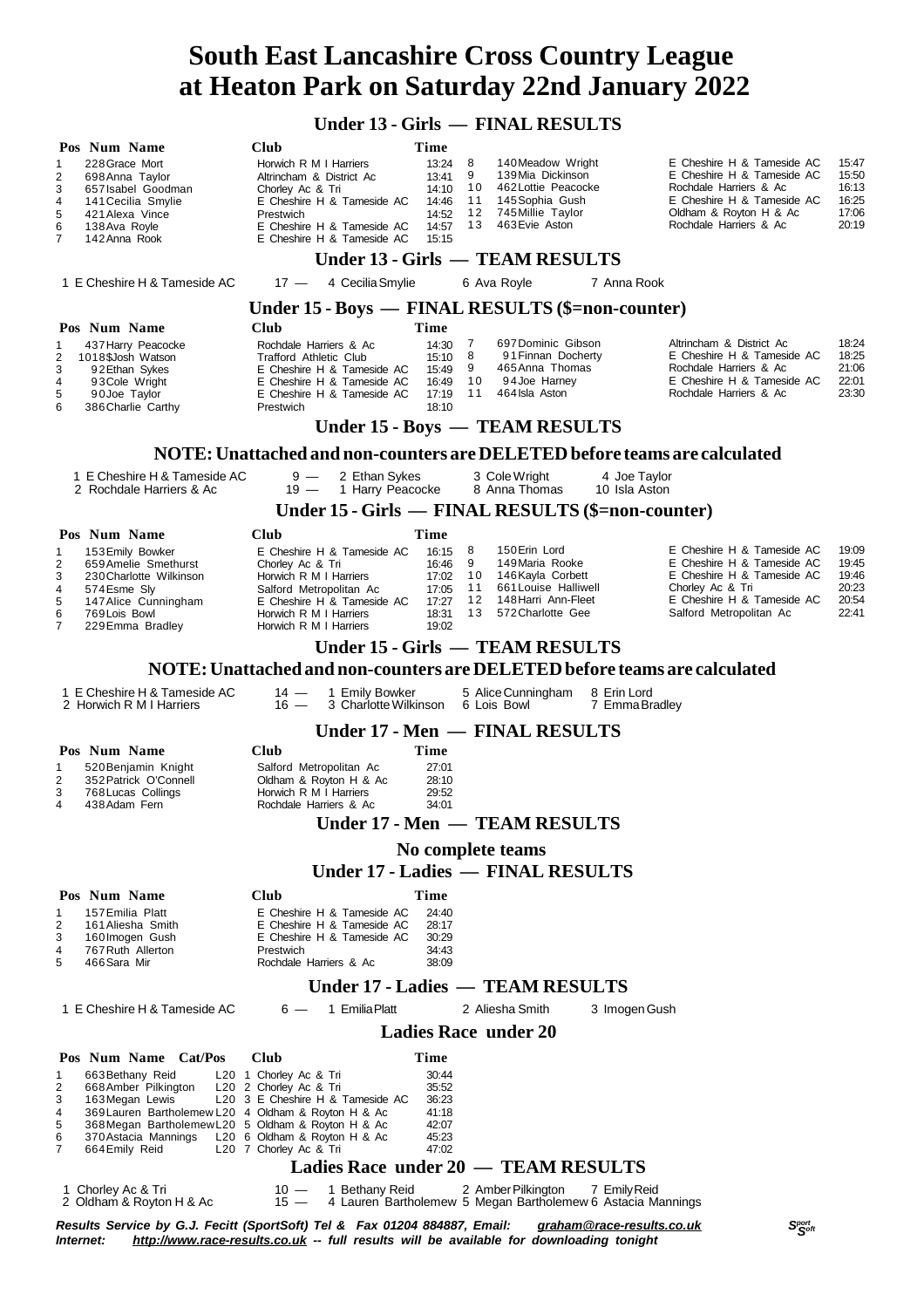# South East Lancashire Cross Country League
# at Heaton Park on Saturday 22nd January 2022

## Under 13 - Girls — FINAL RESULTS

| Pos | Num | Name | Club | Time |
|---|---|---|---|---|
| 1 | 228 | Grace Mort | Horwich R M I Harriers | 13:24 |
| 2 | 698 | Anna Taylor | Altrincham & District Ac | 13:41 |
| 3 | 657 | Isabel Goodman | Chorley Ac & Tri | 14:10 |
| 4 | 141 | Cecilia Smylie | E Cheshire H & Tameside AC | 14:46 |
| 5 | 421 | Alexa Vince | Prestwich | 14:52 |
| 6 | 138 | Ava Royle | E Cheshire H & Tameside AC | 14:57 |
| 7 | 142 | Anna Rook | E Cheshire H & Tameside AC | 15:15 |
| 8 | 140 | Meadow Wright | E Cheshire H & Tameside AC | 15:47 |
| 9 | 139 | Mia Dickinson | E Cheshire H & Tameside AC | 15:50 |
| 10 | 462 | Lottie Peacocke | Rochdale Harriers & Ac | 16:13 |
| 11 | 145 | Sophia Gush | E Cheshire H & Tameside AC | 16:25 |
| 12 | 745 | Millie Taylor | Oldham & Royton H & Ac | 17:06 |
| 13 | 463 | Evie Aston | Rochdale Harriers & Ac | 20:19 |

## Under 13 - Girls — TEAM RESULTS

1 E Cheshire H & Tameside AC 17 — 4 Cecilia Smylie 6 Ava Royle 7 Anna Rook

## Under 15 - Boys — FINAL RESULTS ($=non-counter)

| Pos | Num | Name | Club | Time |
|---|---|---|---|---|
| 1 | 437 | Harry Peacocke | Rochdale Harriers & Ac | 14:30 |
| 2 | 1018 | $Josh Watson | Trafford Athletic Club | 15:10 |
| 3 | 92 | Ethan Sykes | E Cheshire H & Tameside AC | 15:49 |
| 4 | 93 | Cole Wright | E Cheshire H & Tameside AC | 16:49 |
| 5 | 90 | Joe Taylor | E Cheshire H & Tameside AC | 17:19 |
| 6 | 386 | Charlie Carthy | Prestwich | 18:10 |
| 7 | 697 | Dominic Gibson | Altrincham & District Ac | 18:24 |
| 8 | 91 | Finnan Docherty | E Cheshire H & Tameside AC | 18:25 |
| 9 | 465 | Anna Thomas | Rochdale Harriers & Ac | 21:06 |
| 10 | 94 | Joe Harney | E Cheshire H & Tameside AC | 22:01 |
| 11 | 464 | Isla Aston | Rochdale Harriers & Ac | 23:30 |

## Under 15 - Boys — TEAM RESULTS

### NOTE: Unattached and non-counters are DELETED before teams are calculated

1 E Cheshire H & Tameside AC 9 — 2 Ethan Sykes 3 Cole Wright 4 Joe Taylor
2 Rochdale Harriers & Ac 19 — 1 Harry Peacocke 8 Anna Thomas 10 Isla Aston

## Under 15 - Girls — FINAL RESULTS ($=non-counter)

| Pos | Num | Name | Club | Time |
|---|---|---|---|---|
| 1 | 153 | Emily Bowker | E Cheshire H & Tameside AC | 16:15 |
| 2 | 659 | Amelie Smethurst | Chorley Ac & Tri | 16:46 |
| 3 | 230 | Charlotte Wilkinson | Horwich R M I Harriers | 17:02 |
| 4 | 574 | Esme Sly | Salford Metropolitan Ac | 17:05 |
| 5 | 147 | Alice Cunningham | E Cheshire H & Tameside AC | 17:27 |
| 6 | 769 | Lois Bowl | Horwich R M I Harriers | 18:31 |
| 7 | 229 | Emma Bradley | Horwich R M I Harriers | 19:02 |
| 8 | 150 | Erin Lord | E Cheshire H & Tameside AC | 19:09 |
| 9 | 149 | Maria Rooke | E Cheshire H & Tameside AC | 19:45 |
| 10 | 146 | Kayla Corbett | E Cheshire H & Tameside AC | 19:46 |
| 11 | 661 | Louise Halliwell | Chorley Ac & Tri | 20:23 |
| 12 | 148 | Harri Ann-Fleet | E Cheshire H & Tameside AC | 20:54 |
| 13 | 572 | Charlotte Gee | Salford Metropolitan Ac | 22:41 |

## Under 15 - Girls — TEAM RESULTS

### NOTE: Unattached and non-counters are DELETED before teams are calculated

1 E Cheshire H & Tameside AC 14 — 1 Emily Bowker 5 Alice Cunningham 8 Erin Lord
2 Horwich R M I Harriers 16 — 3 Charlotte Wilkinson 6 Lois Bowl 7 Emma Bradley

## Under 17 - Men — FINAL RESULTS

| Pos | Num | Name | Club | Time |
|---|---|---|---|---|
| 1 | 520 | Benjamin Knight | Salford Metropolitan Ac | 27:01 |
| 2 | 352 | Patrick O'Connell | Oldham & Royton H & Ac | 28:10 |
| 3 | 768 | Lucas Collings | Horwich R M I Harriers | 29:52 |
| 4 | 438 | Adam Fern | Rochdale Harriers & Ac | 34:01 |

## Under 17 - Men — TEAM RESULTS

No complete teams

## Under 17 - Ladies — FINAL RESULTS

| Pos | Num | Name | Club | Time |
|---|---|---|---|---|
| 1 | 157 | Emilia Platt | E Cheshire H & Tameside AC | 24:40 |
| 2 | 161 | Aliesha Smith | E Cheshire H & Tameside AC | 28:17 |
| 3 | 160 | Imogen Gush | E Cheshire H & Tameside AC | 30:29 |
| 4 | 767 | Ruth Allerton | Prestwich | 34:43 |
| 5 | 466 | Sara Mir | Rochdale Harriers & Ac | 38:09 |

## Under 17 - Ladies — TEAM RESULTS

1 E Cheshire H & Tameside AC 6 — 1 Emilia Platt 2 Aliesha Smith 3 Imogen Gush

## Ladies Race under 20

| Pos | Num | Name | Cat/Pos | Club | Time |
|---|---|---|---|---|---|
| 1 | 663 | Bethany Reid | L20 1 | Chorley Ac & Tri | 30:44 |
| 2 | 668 | Amber Pilkington | L20 2 | Chorley Ac & Tri | 35:52 |
| 3 | 163 | Megan Lewis | L20 3 | E Cheshire H & Tameside AC | 36:23 |
| 4 | 369 | Lauren Bartholemew | L20 4 | Oldham & Royton H & Ac | 41:18 |
| 5 | 368 | Megan Bartholemew | L20 5 | Oldham & Royton H & Ac | 42:07 |
| 6 | 370 | Astacia Mannings | L20 6 | Oldham & Royton H & Ac | 45:23 |
| 7 | 664 | Emily Reid | L20 7 | Chorley Ac & Tri | 47:02 |

## Ladies Race under 20 — TEAM RESULTS

1 Chorley Ac & Tri 10 — 1 Bethany Reid 2 Amber Pilkington 7 Emily Reid
2 Oldham & Royton H & Ac 15 — 4 Lauren Bartholemew 5 Megan Bartholemew 6 Astacia Mannings

*Results Service by G.J. Fecitt (SportSoft) Tel & Fax 01204 884887, Email: graham@race-results.co.uk*
*Internet: http://www.race-results.co.uk -- full results will be available for downloading tonight*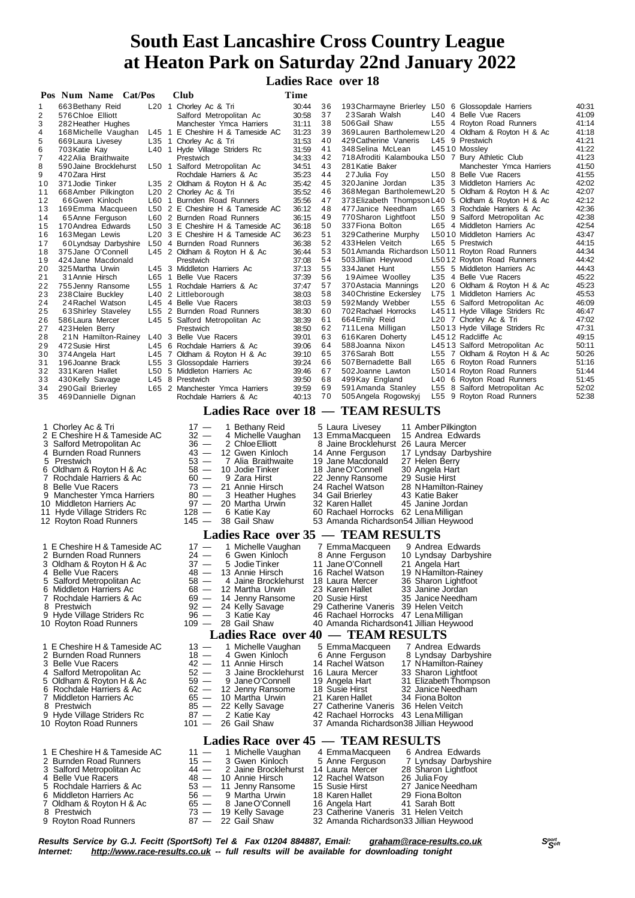# South East Lancashire Cross Country League at Heaton Park on Saturday 22nd January 2022

## Ladies Race over 18

| Pos | Num | Name | Cat/Pos | Club | Time |
|---|---|---|---|---|---|
| 1 | 663 | Bethany Reid | L20 1 | Chorley Ac & Tri | 30:44 |
| 2 | 576 | Chloe Elliott | | Salford Metropolitan Ac | 30:58 |
| 3 | 282 | Heather Hughes | | Manchester Ymca Harriers | 31:11 |
| 4 | 168 | Michelle Vaughan | L45 1 | E Cheshire H & Tameside AC | 31:23 |
| 5 | 669 | Laura Livesey | L35 1 | Chorley Ac & Tri | 31:53 |
| 6 | 703 | Katie Kay | L40 1 | Hyde Village Striders Rc | 31:59 |
| 7 | 422 | Alia Braithwaite | | Prestwich | 34:33 |
| 8 | 590 | Jaine Brocklehurst | L50 1 | Salford Metropolitan Ac | 34:51 |
| 9 | 470 | Zara Hirst | | Rochdale Harriers & Ac | 35:23 |
| 10 | 371 | Jodie Tinker | L35 2 | Oldham & Royton H & Ac | 35:42 |
| 11 | 668 | Amber Pilkington | L20 2 | Chorley Ac & Tri | 35:52 |
| 12 | 66 | Gwen Kinloch | L60 1 | Burnden Road Runners | 35:56 |
| 13 | 169 | Emma Macqueen | L50 2 | E Cheshire H & Tameside AC | 36:12 |
| 14 | 65 | Anne Ferguson | L60 2 | Burnden Road Runners | 36:15 |
| 15 | 170 | Andrea Edwards | L50 3 | E Cheshire H & Tameside AC | 36:18 |
| 16 | 163 | Megan Lewis | L20 3 | E Cheshire H & Tameside AC | 36:23 |
| 17 | 60 | Lyndsay Darbyshire | L50 4 | Burnden Road Runners | 36:38 |
| 18 | 375 | Jane O'Connell | L45 2 | Oldham & Royton H & Ac | 36:44 |
| 19 | 424 | Jane Macdonald | | Prestwich | 37:08 |
| 20 | 325 | Martha Urwin | L45 3 | Middleton Harriers Ac | 37:13 |
| 21 | 31 | Annie Hirsch | L65 1 | Belle Vue Racers | 37:39 |
| 22 | 755 | Jenny Ransome | L55 1 | Rochdale Harriers & Ac | 37:47 |
| 23 | 238 | Claire Buckley | L40 2 | Littleborough | 38:03 |
| 24 | 24 | Rachel Watson | L45 4 | Belle Vue Racers | 38:03 |
| 25 | 63 | Shirley Staveley | L55 2 | Burnden Road Runners | 38:30 |
| 26 | 586 | Laura Mercer | L45 5 | Salford Metropolitan Ac | 38:39 |
| 27 | 423 | Helen Berry | | Prestwich | 38:50 |
| 28 | 21 | N Hamilton-Rainey | L40 3 | Belle Vue Racers | 39:01 |
| 29 | 472 | Susie Hirst | L45 6 | Rochdale Harriers & Ac | 39:06 |
| 30 | 374 | Angela Hart | L45 7 | Oldham & Royton H & Ac | 39:10 |
| 31 | 196 | Joanne Brack | L55 3 | Glossopdale Harriers | 39:24 |
| 32 | 331 | Karen Hallet | L50 5 | Middleton Harriers Ac | 39:46 |
| 33 | 430 | Kelly Savage | L45 8 | Prestwich | 39:50 |
| 34 | 290 | Gail Brierley | L65 2 | Manchester Ymca Harriers | 39:59 |
| 35 | 469 | Dannielle Dignan | | Rochdale Harriers & Ac | 40:13 |
| 36 | 193 | Charmayne Brierley | L50 6 | Glossopdale Harriers | 40:31 |
| 37 | 23 | Sarah Walsh | L40 4 | Belle Vue Racers | 41:09 |
| 38 | 506 | Gail Shaw | L55 4 | Royton Road Runners | 41:14 |
| 39 | 369 | Lauren Bartholemew | L20 4 | Oldham & Royton H & Ac | 41:18 |
| 40 | 429 | Catherine Vaneris | L45 9 | Prestwich | 41:21 |
| 41 | 348 | Selina McLean | L45 10 | Mossley | 41:22 |
| 42 | 718 | Afroditi Kalambouka | L50 7 | Bury Athletic Club | 41:23 |
| 43 | 281 | Katie Baker | | Manchester Ymca Harriers | 41:50 |
| 44 | 27 | Julia Foy | L50 8 | Belle Vue Racers | 41:55 |
| 45 | 320 | Janine Jordan | L35 3 | Middleton Harriers Ac | 42:02 |
| 46 | 368 | Megan Bartholemew | L20 5 | Oldham & Royton H & Ac | 42:07 |
| 47 | 373 | Elizabeth Thompson | L40 5 | Oldham & Royton H & Ac | 42:12 |
| 48 | 477 | Janice Needham | L65 3 | Rochdale Harriers & Ac | 42:36 |
| 49 | 770 | Sharon Lightfoot | L50 9 | Salford Metropolitan Ac | 42:38 |
| 50 | 337 | Fiona Bolton | L65 4 | Middleton Harriers Ac | 42:54 |
| 51 | 329 | Catherine Murphy | L50 10 | Middleton Harriers Ac | 43:47 |
| 52 | 433 | Helen Veitch | L65 5 | Prestwich | 44:15 |
| 53 | 501 | Amanda Richardson | L50 11 | Royton Road Runners | 44:34 |
| 54 | 503 | Jillian Heywood | L50 12 | Royton Road Runners | 44:42 |
| 55 | 334 | Janet Hunt | L55 5 | Middleton Harriers Ac | 44:43 |
| 56 | 19 | Aimee Woolley | L35 4 | Belle Vue Racers | 45:22 |
| 57 | 370 | Astacia Mannings | L20 6 | Oldham & Royton H & Ac | 45:23 |
| 58 | 340 | Christine Eckersley | L75 1 | Middleton Harriers Ac | 45:53 |
| 59 | 592 | Mandy Webber | L55 6 | Salford Metropolitan Ac | 46:09 |
| 60 | 702 | Rachael Horrocks | L45 11 | Hyde Village Striders Rc | 46:47 |
| 61 | 664 | Emily Reid | L20 7 | Chorley Ac & Tri | 47:02 |
| 62 | 711 | Lena Milligan | L50 13 | Hyde Village Striders Rc | 47:31 |
| 63 | 616 | Karen Doherty | L45 12 | Radcliffe Ac | 49:15 |
| 64 | 588 | Joanna Nixon | L45 13 | Salford Metropolitan Ac | 50:11 |
| 65 | 376 | Sarah Bott | L55 7 | Oldham & Royton H & Ac | 50:26 |
| 66 | 507 | Bernadette Ball | L65 6 | Royton Road Runners | 51:16 |
| 67 | 502 | Joanne Lawton | L50 14 | Royton Road Runners | 51:44 |
| 68 | 499 | Kay England | L40 6 | Royton Road Runners | 51:45 |
| 69 | 591 | Amanda Stanley | L55 8 | Salford Metropolitan Ac | 52:02 |
| 70 | 505 | Angela Rogowskyj | L55 9 | Royton Road Runners | 52:38 |

## Ladies Race over 18 — TEAM RESULTS

| Pos | Team | Pts | | | |
|---|---|---|---|---|---|
| 1 | Chorley Ac & Tri | 17 | 1 Bethany Reid | 5 Laura Livesey | 11 Amber Pilkington |
| 2 | E Cheshire H & Tameside AC | 32 | 4 Michelle Vaughan | 13 Emma Macqueen | 15 Andrea Edwards |
| 3 | Salford Metropolitan Ac | 36 | 2 Chloe Elliott | 8 Jaine Brocklehurst | 26 Laura Mercer |
| 4 | Burnden Road Runners | 43 | 12 Gwen Kinloch | 14 Anne Ferguson | 17 Lyndsay Darbyshire |
| 5 | Prestwich | 53 | 7 Alia Braithwaite | 19 Jane Macdonald | 27 Helen Berry |
| 6 | Oldham & Royton H & Ac | 58 | 10 Jodie Tinker | 18 Jane O'Connell | 30 Angela Hart |
| 7 | Rochdale Harriers & Ac | 60 | 9 Zara Hirst | 22 Jenny Ransome | 29 Susie Hirst |
| 8 | Belle Vue Racers | 73 | 21 Annie Hirsch | 24 Rachel Watson | 28 N Hamilton-Rainey |
| 9 | Manchester Ymca Harriers | 80 | 3 Heather Hughes | 34 Gail Brierley | 43 Katie Baker |
| 10 | Middleton Harriers Ac | 97 | 20 Martha Urwin | 32 Karen Hallet | 45 Janine Jordan |
| 11 | Hyde Village Striders Rc | 128 | 6 Katie Kay | 60 Rachael Horrocks | 62 Lena Milligan |
| 12 | Royton Road Runners | 145 | 38 Gail Shaw | 53 Amanda Richardson | 54 Jillian Heywood |

## Ladies Race over 35 — TEAM RESULTS

| Pos | Team | Pts | | | |
|---|---|---|---|---|---|
| 1 | E Cheshire H & Tameside AC | 17 | 1 Michelle Vaughan | 7 Emma Macqueen | 9 Andrea Edwards |
| 2 | Burnden Road Runners | 24 | 6 Gwen Kinloch | 8 Anne Ferguson | 10 Lyndsay Darbyshire |
| 3 | Oldham & Royton H & Ac | 37 | 5 Jodie Tinker | 11 Jane O'Connell | 21 Angela Hart |
| 4 | Belle Vue Racers | 48 | 13 Annie Hirsch | 16 Rachel Watson | 19 N Hamilton-Rainey |
| 5 | Salford Metropolitan Ac | 58 | 4 Jaine Brocklehurst | 18 Laura Mercer | 36 Sharon Lightfoot |
| 6 | Middleton Harriers Ac | 68 | 12 Martha Urwin | 23 Karen Hallet | 33 Janine Jordan |
| 7 | Rochdale Harriers & Ac | 69 | 14 Jenny Ransome | 20 Susie Hirst | 35 Janice Needham |
| 8 | Prestwich | 92 | 24 Kelly Savage | 29 Catherine Vaneris | 39 Helen Veitch |
| 9 | Hyde Village Striders Rc | 96 | 3 Katie Kay | 46 Rachael Horrocks | 47 Lena Milligan |
| 10 | Royton Road Runners | 109 | 28 Gail Shaw | 40 Amanda Richardson | 41 Jillian Heywood |

## Ladies Race over 40 — TEAM RESULTS

| Pos | Team | Pts | | | |
|---|---|---|---|---|---|
| 1 | E Cheshire H & Tameside AC | 13 | 1 Michelle Vaughan | 5 Emma Macqueen | 7 Andrea Edwards |
| 2 | Burnden Road Runners | 18 | 4 Gwen Kinloch | 6 Anne Ferguson | 8 Lyndsay Darbyshire |
| 3 | Belle Vue Racers | 42 | 11 Annie Hirsch | 14 Rachel Watson | 17 N Hamilton-Rainey |
| 4 | Salford Metropolitan Ac | 52 | 3 Jaine Brocklehurst | 16 Laura Mercer | 33 Sharon Lightfoot |
| 5 | Oldham & Royton H & Ac | 59 | 9 Jane O'Connell | 19 Angela Hart | 31 Elizabeth Thompson |
| 6 | Rochdale Harriers & Ac | 62 | 12 Jenny Ransome | 18 Susie Hirst | 32 Janice Needham |
| 7 | Middleton Harriers Ac | 65 | 10 Martha Urwin | 21 Karen Hallet | 34 Fiona Bolton |
| 8 | Prestwich | 85 | 22 Kelly Savage | 27 Catherine Vaneris | 36 Helen Veitch |
| 9 | Hyde Village Striders Rc | 87 | 2 Katie Kay | 42 Rachael Horrocks | 43 Lena Milligan |
| 10 | Royton Road Runners | 101 | 26 Gail Shaw | 37 Amanda Richardson | 38 Jillian Heywood |

## Ladies Race over 45 — TEAM RESULTS

| Pos | Team | Pts | | | |
|---|---|---|---|---|---|
| 1 | E Cheshire H & Tameside AC | 11 | 1 Michelle Vaughan | 4 Emma Macqueen | 6 Andrea Edwards |
| 2 | Burnden Road Runners | 15 | 3 Gwen Kinloch | 5 Anne Ferguson | 7 Lyndsay Darbyshire |
| 3 | Salford Metropolitan Ac | 44 | 2 Jaine Brocklehurst | 14 Laura Mercer | 28 Sharon Lightfoot |
| 4 | Belle Vue Racers | 48 | 10 Annie Hirsch | 12 Rachel Watson | 26 Julia Foy |
| 5 | Rochdale Harriers & Ac | 53 | 11 Jenny Ransome | 15 Susie Hirst | 27 Janice Needham |
| 6 | Middleton Harriers Ac | 56 | 9 Martha Urwin | 18 Karen Hallet | 29 Fiona Bolton |
| 7 | Oldham & Royton H & Ac | 65 | 8 Jane O'Connell | 16 Angela Hart | 41 Sarah Bott |
| 8 | Prestwich | 73 | 19 Kelly Savage | 23 Catherine Vaneris | 31 Helen Veitch |
| 9 | Royton Road Runners | 87 | 22 Gail Shaw | 32 Amanda Richardson | 33 Jillian Heywood |

***Results Service by G.J. Fecitt (SportSoft) Tel & Fax 01204 884887, Email: graham@race-results.co.uk***
***Internet: http://www.race-results.co.uk -- full results will be available for downloading tonight***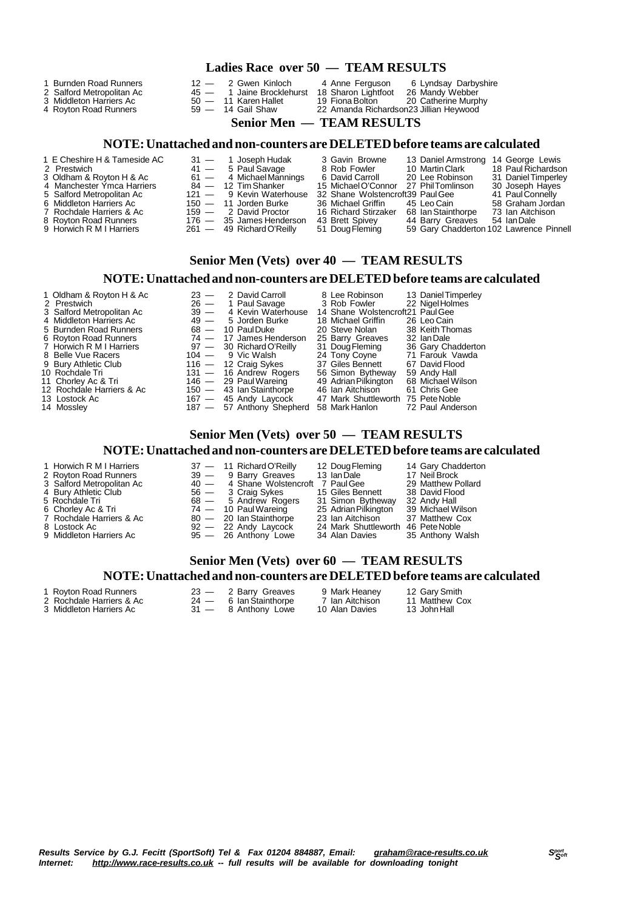## Ladies Race over 50 — TEAM RESULTS

| Pos | Team | Pts | Counter 1 | Counter 2 | Counter 3 |
|---|---|---|---|---|---|
| 1 | Burnden Road Runners | 12 | 2 Gwen Kinloch | 4 Anne Ferguson | 6 Lyndsay Darbyshire |
| 2 | Salford Metropolitan Ac | 45 | 1 Jaine Brocklehurst | 18 Sharon Lightfoot | 26 Mandy Webber |
| 3 | Middleton Harriers Ac | 50 | 11 Karen Hallet | 19 Fiona Bolton | 20 Catherine Murphy |
| 4 | Royton Road Runners | 59 | 14 Gail Shaw | 22 Amanda Richardson | 23 Jillian Heywood |

## Senior Men — TEAM RESULTS

**NOTE: Unattached and non-counters are DELETED before teams are calculated**

| Pos | Team | Pts | Counter 1 | Counter 2 | Counter 3 | Counter 4 |
|---|---|---|---|---|---|---|
| 1 | E Cheshire H & Tameside AC | 31 | 1 Joseph Hudak | 3 Gavin Browne | 13 Daniel Armstrong | 14 George Lewis |
| 2 | Prestwich | 41 | 5 Paul Savage | 8 Rob Fowler | 10 Martin Clark | 18 Paul Richardson |
| 3 | Oldham & Royton H & Ac | 61 | 4 Michael Mannings | 6 David Carroll | 20 Lee Robinson | 31 Daniel Timperley |
| 4 | Manchester Ymca Harriers | 84 | 12 Tim Shanker | 15 Michael O'Connor | 27 Phil Tomlinson | 30 Joseph Hayes |
| 5 | Salford Metropolitan Ac | 121 | 9 Kevin Waterhouse | 32 Shane Wolstencroft | 39 Paul Gee | 41 Paul Connelly |
| 6 | Middleton Harriers Ac | 150 | 11 Jorden Burke | 36 Michael Griffin | 45 Leo Cain | 58 Graham Jordan |
| 7 | Rochdale Harriers & Ac | 159 | 2 David Proctor | 16 Richard Stirzaker | 68 Ian Stainthorpe | 73 Ian Aitchison |
| 8 | Royton Road Runners | 176 | 35 James Henderson | 43 Brett Spivey | 44 Barry Greaves | 54 Ian Dale |
| 9 | Horwich R M I Harriers | 261 | 49 Richard O'Reilly | 51 Doug Fleming | 59 Gary Chadderton | 102 Lawrence Pinnell |

## Senior Men (Vets) over 40 — TEAM RESULTS

**NOTE: Unattached and non-counters are DELETED before teams are calculated**

| Pos | Team | Pts | Counter 1 | Counter 2 | Counter 3 |
|---|---|---|---|---|---|
| 1 | Oldham & Royton H & Ac | 23 | 2 David Carroll | 8 Lee Robinson | 13 Daniel Timperley |
| 2 | Prestwich | 26 | 1 Paul Savage | 3 Rob Fowler | 22 Nigel Holmes |
| 3 | Salford Metropolitan Ac | 39 | 4 Kevin Waterhouse | 14 Shane Wolstencroft | 21 Paul Gee |
| 4 | Middleton Harriers Ac | 49 | 5 Jorden Burke | 18 Michael Griffin | 26 Leo Cain |
| 5 | Burnden Road Runners | 68 | 10 Paul Duke | 20 Steve Nolan | 38 Keith Thomas |
| 6 | Royton Road Runners | 74 | 17 James Henderson | 25 Barry Greaves | 32 Ian Dale |
| 7 | Horwich R M I Harriers | 97 | 30 Richard O'Reilly | 31 Doug Fleming | 36 Gary Chadderton |
| 8 | Belle Vue Racers | 104 | 9 Vic Walsh | 24 Tony Coyne | 71 Farouk Vawda |
| 9 | Bury Athletic Club | 116 | 12 Craig Sykes | 37 Giles Bennett | 67 David Flood |
| 10 | Rochdale Tri | 131 | 16 Andrew Rogers | 56 Simon Bytheway | 59 Andy Hall |
| 11 | Chorley Ac & Tri | 146 | 29 Paul Wareing | 49 Adrian Pilkington | 68 Michael Wilson |
| 12 | Rochdale Harriers & Ac | 150 | 43 Ian Stainthorpe | 46 Ian Aitchison | 61 Chris Gee |
| 13 | Lostock Ac | 167 | 45 Andy Laycock | 47 Mark Shuttleworth | 75 Pete Noble |
| 14 | Mossley | 187 | 57 Anthony Shepherd | 58 Mark Hanlon | 72 Paul Anderson |

## Senior Men (Vets) over 50 — TEAM RESULTS

**NOTE: Unattached and non-counters are DELETED before teams are calculated**

| Pos | Team | Pts | Counter 1 | Counter 2 | Counter 3 |
|---|---|---|---|---|---|
| 1 | Horwich R M I Harriers | 37 | 11 Richard O'Reilly | 12 Doug Fleming | 14 Gary Chadderton |
| 2 | Royton Road Runners | 39 | 9 Barry Greaves | 13 Ian Dale | 17 Neil Brock |
| 3 | Salford Metropolitan Ac | 40 | 4 Shane Wolstencroft | 7 Paul Gee | 29 Matthew Pollard |
| 4 | Bury Athletic Club | 56 | 3 Craig Sykes | 15 Giles Bennett | 38 David Flood |
| 5 | Rochdale Tri | 68 | 5 Andrew Rogers | 31 Simon Bytheway | 32 Andy Hall |
| 6 | Chorley Ac & Tri | 74 | 10 Paul Wareing | 25 Adrian Pilkington | 39 Michael Wilson |
| 7 | Rochdale Harriers & Ac | 80 | 20 Ian Stainthorpe | 23 Ian Aitchison | 37 Matthew Cox |
| 8 | Lostock Ac | 92 | 22 Andy Laycock | 24 Mark Shuttleworth | 46 Pete Noble |
| 9 | Middleton Harriers Ac | 95 | 26 Anthony Lowe | 34 Alan Davies | 35 Anthony Walsh |

## Senior Men (Vets) over 60 — TEAM RESULTS

**NOTE: Unattached and non-counters are DELETED before teams are calculated**

| Pos | Team | Pts | Counter 1 | Counter 2 | Counter 3 |
|---|---|---|---|---|---|
| 1 | Royton Road Runners | 23 | 2 Barry Greaves | 9 Mark Heaney | 12 Gary Smith |
| 2 | Rochdale Harriers & Ac | 24 | 6 Ian Stainthorpe | 7 Ian Aitchison | 11 Matthew Cox |
| 3 | Middleton Harriers Ac | 31 | 8 Anthony Lowe | 10 Alan Davies | 13 John Hall |

***Results Service by G.J. Fecitt (SportSoft) Tel & Fax 01204 884887, Email: graham@race-results.co.uk***
***Internet: http://www.race-results.co.uk -- full results will be available for downloading tonight***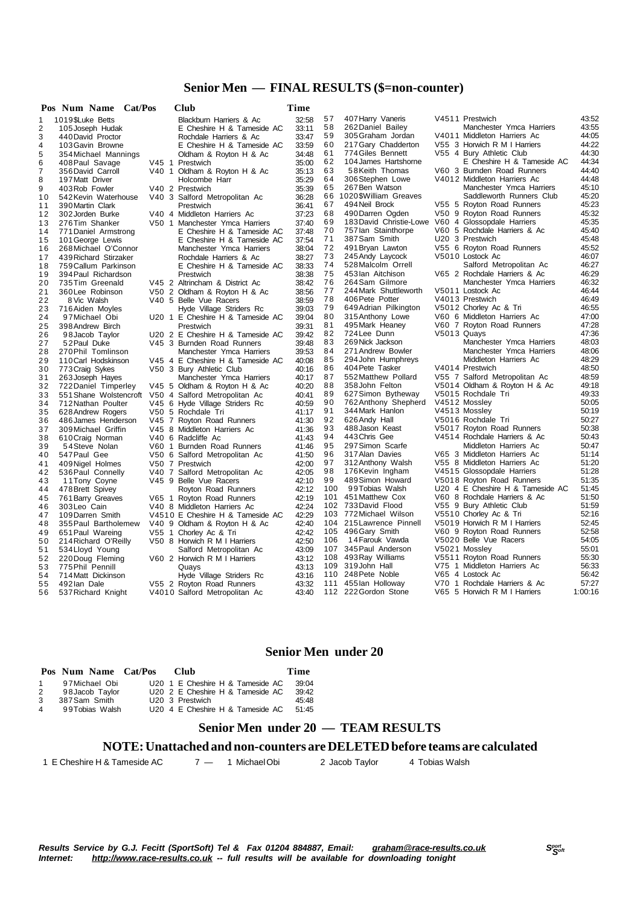# Senior Men — FINAL RESULTS ($=non-counter)

| Pos | Num | Name | Cat/Pos | Club | Time |
|---|---|---|---|---|---|
| 1 | 1019 | $Luke Betts | | Blackburn Harriers & Ac | 32:58 |
| 2 | 105 | Joseph Hudak | | E Cheshire H & Tameside AC | 33:11 |
| 3 | 440 | David Proctor | | Rochdale Harriers & Ac | 33:47 |
| 4 | 103 | Gavin Browne | | E Cheshire H & Tameside AC | 33:59 |
| 5 | 354 | Michael Mannings | | Oldham & Royton H & Ac | 34:48 |
| 6 | 408 | Paul Savage | V45 1 | Prestwich | 35:00 |
| 7 | 356 | David Carroll | V40 1 | Oldham & Royton H & Ac | 35:13 |
| 8 | 197 | Matt Driver | | Holcombe Harr | 35:29 |
| 9 | 403 | Rob Fowler | V40 2 | Prestwich | 35:39 |
| 10 | 542 | Kevin Waterhouse | V40 3 | Salford Metropolitan Ac | 36:28 |
| 11 | 390 | Martin Clark | | Prestwich | 36:41 |
| 12 | 302 | Jorden Burke | V40 4 | Middleton Harriers Ac | 37:23 |
| 13 | 276 | Tim Shanker | V50 1 | Manchester Ymca Harriers | 37:40 |
| 14 | 771 | Daniel Armstrong | | E Cheshire H & Tameside AC | 37:48 |
| 15 | 101 | George Lewis | | E Cheshire H & Tameside AC | 37:54 |
| 16 | 268 | Michael O'Connor | | Manchester Ymca Harriers | 38:04 |
| 17 | 439 | Richard Stirzaker | | Rochdale Harriers & Ac | 38:27 |
| 18 | 759 | Callum Parkinson | | E Cheshire H & Tameside AC | 38:33 |
| 19 | 394 | Paul Richardson | | Prestwich | 38:38 |
| 20 | 735 | Tim Greenald | V45 2 | Altrincham & District Ac | 38:42 |
| 21 | 360 | Lee Robinson | V50 2 | Oldham & Royton H & Ac | 38:56 |
| 22 | 8 | Vic Walsh | V40 5 | Belle Vue Racers | 38:59 |
| 23 | 716 | Aiden Moyles | | Hyde Village Striders Rc | 39:03 |
| 24 | 97 | Michael Obi | U20 1 | E Cheshire H & Tameside AC | 39:04 |
| 25 | 398 | Andrew Birch | | Prestwich | 39:31 |
| 26 | 98 | Jacob Taylor | U20 2 | E Cheshire H & Tameside AC | 39:42 |
| 27 | 52 | Paul Duke | V45 3 | Burnden Road Runners | 39:48 |
| 28 | 270 | Phil Tomlinson | | Manchester Ymca Harriers | 39:53 |
| 29 | 110 | Carl Hodskinson | V45 4 | E Cheshire H & Tameside AC | 40:08 |
| 30 | 773 | Craig Sykes | V50 3 | Bury Athletic Club | 40:16 |
| 31 | 263 | Joseph Hayes | | Manchester Ymca Harriers | 40:17 |
| 32 | 722 | Daniel Timperley | V45 5 | Oldham & Royton H & Ac | 40:20 |
| 33 | 551 | Shane Wolstencroft | V50 4 | Salford Metropolitan Ac | 40:41 |
| 34 | 712 | Nathan Poulter | V45 6 | Hyde Village Striders Rc | 40:59 |
| 35 | 628 | Andrew Rogers | V50 5 | Rochdale Tri | 41:17 |
| 36 | 486 | James Henderson | V45 7 | Royton Road Runners | 41:30 |
| 37 | 309 | Michael Griffin | V45 8 | Middleton Harriers Ac | 41:36 |
| 38 | 610 | Craig Norman | V40 6 | Radcliffe Ac | 41:43 |
| 39 | 54 | Steve Nolan | V60 1 | Burnden Road Runners | 41:46 |
| 40 | 547 | Paul Gee | V50 6 | Salford Metropolitan Ac | 41:50 |
| 41 | 409 | Nigel Holmes | V50 7 | Prestwich | 42:00 |
| 42 | 536 | Paul Connelly | V40 7 | Salford Metropolitan Ac | 42:05 |
| 43 | 11 | Tony Coyne | V45 9 | Belle Vue Racers | 42:10 |
| 44 | 478 | Brett Spivey | | Royton Road Runners | 42:12 |
| 45 | 761 | Barry Greaves | V65 1 | Royton Road Runners | 42:19 |
| 46 | 303 | Leo Cain | V40 8 | Middleton Harriers Ac | 42:24 |
| 47 | 109 | Darren Smith | V4510 | E Cheshire H & Tameside AC | 42:29 |
| 48 | 355 | Paul Bartholemew | V40 9 | Oldham & Royton H & Ac | 42:40 |
| 49 | 651 | Paul Wareing | V55 1 | Chorley Ac & Tri | 42:42 |
| 50 | 214 | Richard O'Reilly | V50 8 | Horwich R M I Harriers | 42:50 |
| 51 | 534 | Lloyd Young | | Salford Metropolitan Ac | 43:09 |
| 52 | 220 | Doug Fleming | V60 2 | Horwich R M I Harriers | 43:12 |
| 53 | 775 | Phil Pennill | | Quays | 43:13 |
| 54 | 714 | Matt Dickinson | | Hyde Village Striders Rc | 43:16 |
| 55 | 492 | Ian Dale | V55 2 | Royton Road Runners | 43:32 |
| 56 | 537 | Richard Knight | V4010 | Salford Metropolitan Ac | 43:40 |
| 57 | 407 | Harry Vaneris | V4511 | Prestwich | 43:52 |
| 58 | 262 | Daniel Bailey | | Manchester Ymca Harriers | 43:55 |
| 59 | 305 | Graham Jordan | V4011 | Middleton Harriers Ac | 44:05 |
| 60 | 217 | Gary Chadderton | V55 3 | Horwich R M I Harriers | 44:22 |
| 61 | 774 | Giles Bennett | V55 4 | Bury Athletic Club | 44:30 |
| 62 | 104 | James Hartshorne | | E Cheshire H & Tameside AC | 44:34 |
| 63 | 58 | Keith Thomas | V60 3 | Burnden Road Runners | 44:40 |
| 64 | 306 | Stephen Lowe | V4012 | Middleton Harriers Ac | 44:48 |
| 65 | 267 | Ben Watson | | Manchester Ymca Harriers | 45:10 |
| 66 | 1020 | $William Greaves | | Saddleworth Runners Club | 45:20 |
| 67 | 494 | Neil Brock | V55 5 | Royton Road Runners | 45:23 |
| 68 | 490 | Darren Ogden | V50 9 | Royton Road Runners | 45:32 |
| 69 | 183 | David Christie-Lowe | V60 4 | Glossopdale Harriers | 45:35 |
| 70 | 757 | Ian Stainthorpe | V60 5 | Rochdale Harriers & Ac | 45:40 |
| 71 | 387 | Sam Smith | U20 3 | Prestwich | 45:48 |
| 72 | 491 | Bryan Lawton | V55 6 | Royton Road Runners | 45:52 |
| 73 | 245 | Andy Laycock | V5010 | Lostock Ac | 46:07 |
| 74 | 528 | Malcolm Orrell | | Salford Metropolitan Ac | 46:27 |
| 75 | 453 | Ian Aitchison | V65 2 | Rochdale Harriers & Ac | 46:29 |
| 76 | 264 | Sam Gilmore | | Manchester Ymca Harriers | 46:32 |
| 77 | 244 | Mark Shuttleworth | V5011 | Lostock Ac | 46:44 |
| 78 | 406 | Pete Potter | V4013 | Prestwich | 46:49 |
| 79 | 649 | Adrian Pilkington | V5012 | Chorley Ac & Tri | 46:55 |
| 80 | 315 | Anthony Lowe | V60 6 | Middleton Harriers Ac | 47:00 |
| 81 | 495 | Mark Heaney | V60 7 | Royton Road Runners | 47:28 |
| 82 | 724 | Lee Dunn | V5013 | Quays | 47:36 |
| 83 | 269 | Nick Jackson | | Manchester Ymca Harriers | 48:03 |
| 84 | 271 | Andrew Bowler | | Manchester Ymca Harriers | 48:06 |
| 85 | 294 | John Humphreys | | Middleton Harriers Ac | 48:29 |
| 86 | 404 | Pete Tasker | V4014 | Prestwich | 48:50 |
| 87 | 552 | Matthew Pollard | V55 7 | Salford Metropolitan Ac | 48:59 |
| 88 | 358 | John Felton | V5014 | Oldham & Royton H & Ac | 49:18 |
| 89 | 627 | Simon Bytheway | V5015 | Rochdale Tri | 49:33 |
| 90 | 762 | Anthony Shepherd | V4512 | Mossley | 50:05 |
| 91 | 344 | Mark Hanlon | V4513 | Mossley | 50:19 |
| 92 | 626 | Andy Hall | V5016 | Rochdale Tri | 50:27 |
| 93 | 488 | Jason Keast | V5017 | Royton Road Runners | 50:38 |
| 94 | 443 | Chris Gee | V4514 | Rochdale Harriers & Ac | 50:43 |
| 95 | 297 | Simon Scarfe | | Middleton Harriers Ac | 50:47 |
| 96 | 317 | Alan Davies | V65 3 | Middleton Harriers Ac | 51:14 |
| 97 | 312 | Anthony Walsh | V55 8 | Middleton Harriers Ac | 51:20 |
| 98 | 176 | Kevin Ingham | V4515 | Glossopdale Harriers | 51:28 |
| 99 | 489 | Simon Howard | V5018 | Royton Road Runners | 51:35 |
| 100 | 99 | Tobias Walsh | U20 4 | E Cheshire H & Tameside AC | 51:45 |
| 101 | 451 | Matthew Cox | V60 8 | Rochdale Harriers & Ac | 51:50 |
| 102 | 733 | David Flood | V55 9 | Bury Athletic Club | 51:59 |
| 103 | 772 | Michael Wilson | V5510 | Chorley Ac & Tri | 52:16 |
| 104 | 215 | Lawrence Pinnell | V5019 | Horwich R M I Harriers | 52:45 |
| 105 | 496 | Gary Smith | V60 9 | Royton Road Runners | 52:58 |
| 106 | 14 | Farouk Vawda | V5020 | Belle Vue Racers | 54:05 |
| 107 | 345 | Paul Anderson | V5021 | Mossley | 55:01 |
| 108 | 493 | Ray Williams | V5511 | Royton Road Runners | 55:30 |
| 109 | 319 | John Hall | V75 1 | Middleton Harriers Ac | 56:33 |
| 110 | 248 | Pete Noble | V65 4 | Lostock Ac | 56:42 |
| 111 | 455 | Ian Holloway | V70 1 | Rochdale Harriers & Ac | 57:27 |
| 112 | 222 | Gordon Stone | V65 5 | Horwich R M I Harriers | 1:00:16 |

## Senior Men under 20

| Pos | Num | Name | Cat/Pos | Club | Time |
|---|---|---|---|---|---|
| 1 | 97 | Michael Obi | U20 1 | E Cheshire H & Tameside AC | 39:04 |
| 2 | 98 | Jacob Taylor | U20 2 | E Cheshire H & Tameside AC | 39:42 |
| 3 | 387 | Sam Smith | U20 3 | Prestwich | 45:48 |
| 4 | 99 | Tobias Walsh | U20 4 | E Cheshire H & Tameside AC | 51:45 |

## Senior Men under 20 — TEAM RESULTS

### NOTE: Unattached and non-counters are DELETED before teams are calculated

| | | | | |
|---|---|---|---|---|
| 1 E Cheshire H & Tameside AC | 7 — | 1 Michael Obi | 2 Jacob Taylor | 4 Tobias Walsh |

*Results Service by G.J. Fecitt (SportSoft) Tel & Fax 01204 884887, Email: graham@race-results.co.uk*
*Internet: http://www.race-results.co.uk -- full results will be available for downloading tonight*